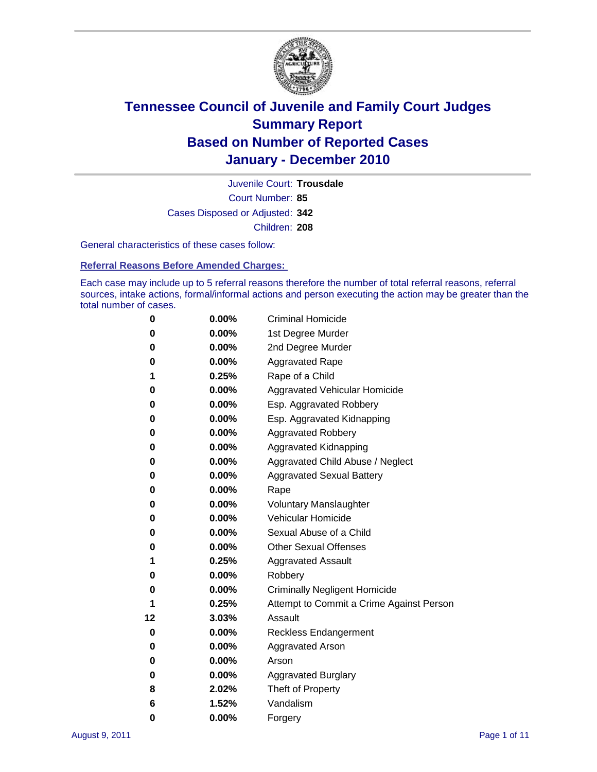# Tennessee Council of Juvenile and Family Court Judges
## Summary Report
## Based on Number of Reported Cases
## January - December 2010

Juvenile Court: **Trousdale**

Court Number: **85**

Cases Disposed or Adjusted: **342**

Children: **208**

General characteristics of these cases follow:

### Referral Reasons Before Amended Charges:

Each case may include up to 5 referral reasons therefore the number of total referral reasons, referral sources, intake actions, formal/informal actions and person executing the action may be greater than the total number of cases.

| | | |
|---|---|---|
| 0 | 0.00% | Criminal Homicide |
| 0 | 0.00% | 1st Degree Murder |
| 0 | 0.00% | 2nd Degree Murder |
| 0 | 0.00% | Aggravated Rape |
| 1 | 0.25% | Rape of a Child |
| 0 | 0.00% | Aggravated Vehicular Homicide |
| 0 | 0.00% | Esp. Aggravated Robbery |
| 0 | 0.00% | Esp. Aggravated Kidnapping |
| 0 | 0.00% | Aggravated Robbery |
| 0 | 0.00% | Aggravated Kidnapping |
| 0 | 0.00% | Aggravated Child Abuse / Neglect |
| 0 | 0.00% | Aggravated Sexual Battery |
| 0 | 0.00% | Rape |
| 0 | 0.00% | Voluntary Manslaughter |
| 0 | 0.00% | Vehicular Homicide |
| 0 | 0.00% | Sexual Abuse of a Child |
| 0 | 0.00% | Other Sexual Offenses |
| 1 | 0.25% | Aggravated Assault |
| 0 | 0.00% | Robbery |
| 0 | 0.00% | Criminally Negligent Homicide |
| 1 | 0.25% | Attempt to Commit a Crime Against Person |
| 12 | 3.03% | Assault |
| 0 | 0.00% | Reckless Endangerment |
| 0 | 0.00% | Aggravated Arson |
| 0 | 0.00% | Arson |
| 0 | 0.00% | Aggravated Burglary |
| 8 | 2.02% | Theft of Property |
| 6 | 1.52% | Vandalism |
| 0 | 0.00% | Forgery |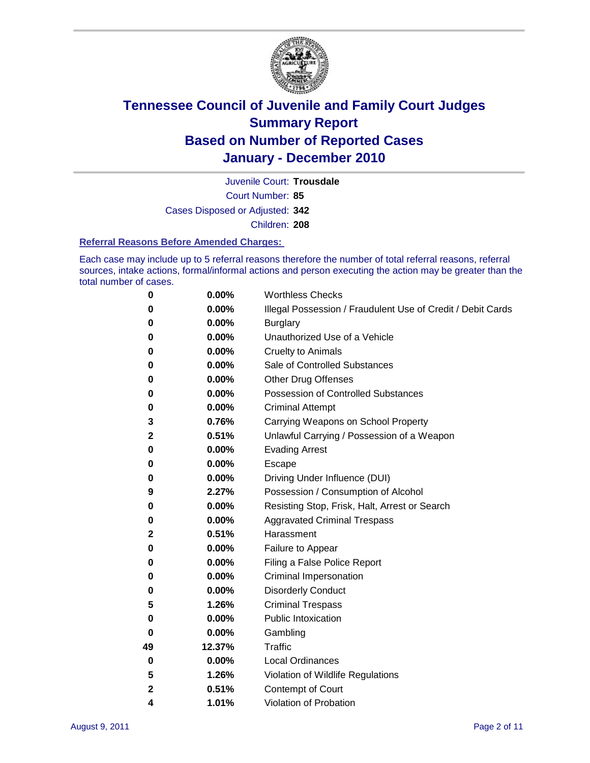# Tennessee Council of Juvenile and Family Court Judges
## Summary Report
## Based on Number of Reported Cases
## January - December 2010

Juvenile Court: **Trousdale**

Court Number: **85**

Cases Disposed or Adjusted: **342**

Children: **208**

### Referral Reasons Before Amended Charges:

Each case may include up to 5 referral reasons therefore the number of total referral reasons, referral sources, intake actions, formal/informal actions and person executing the action may be greater than the total number of cases.

| Count | Percent | Referral Reason |
|---|---|---|
| 0 | 0.00% | Worthless Checks |
| 0 | 0.00% | Illegal Possession / Fraudulent Use of Credit / Debit Cards |
| 0 | 0.00% | Burglary |
| 0 | 0.00% | Unauthorized Use of a Vehicle |
| 0 | 0.00% | Cruelty to Animals |
| 0 | 0.00% | Sale of Controlled Substances |
| 0 | 0.00% | Other Drug Offenses |
| 0 | 0.00% | Possession of Controlled Substances |
| 0 | 0.00% | Criminal Attempt |
| 3 | 0.76% | Carrying Weapons on School Property |
| 2 | 0.51% | Unlawful Carrying / Possession of a Weapon |
| 0 | 0.00% | Evading Arrest |
| 0 | 0.00% | Escape |
| 0 | 0.00% | Driving Under Influence (DUI) |
| 9 | 2.27% | Possession / Consumption of Alcohol |
| 0 | 0.00% | Resisting Stop, Frisk, Halt, Arrest or Search |
| 0 | 0.00% | Aggravated Criminal Trespass |
| 2 | 0.51% | Harassment |
| 0 | 0.00% | Failure to Appear |
| 0 | 0.00% | Filing a False Police Report |
| 0 | 0.00% | Criminal Impersonation |
| 0 | 0.00% | Disorderly Conduct |
| 5 | 1.26% | Criminal Trespass |
| 0 | 0.00% | Public Intoxication |
| 0 | 0.00% | Gambling |
| 49 | 12.37% | Traffic |
| 0 | 0.00% | Local Ordinances |
| 5 | 1.26% | Violation of Wildlife Regulations |
| 2 | 0.51% | Contempt of Court |
| 4 | 1.01% | Violation of Probation |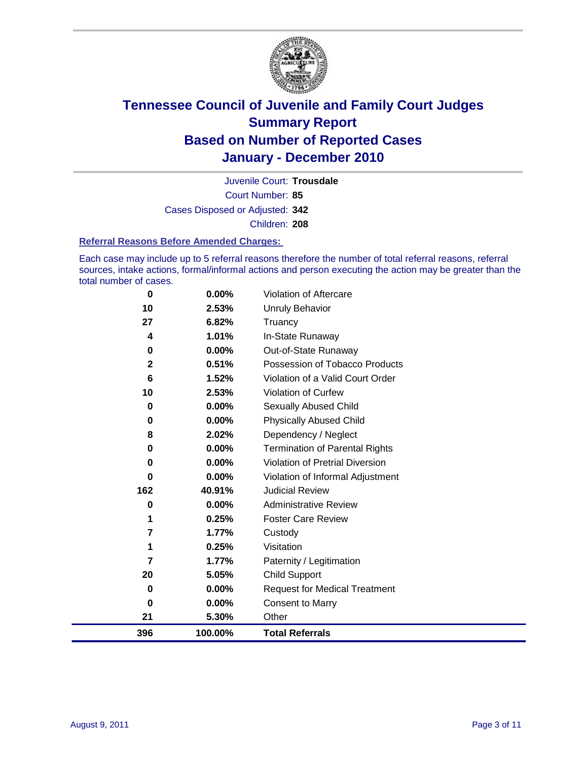# Tennessee Council of Juvenile and Family Court Judges
## Summary Report
## Based on Number of Reported Cases
## January - December 2010

Juvenile Court: **Trousdale**

Court Number: **85**

Cases Disposed or Adjusted: **342**

Children: **208**

### Referral Reasons Before Amended Charges:

Each case may include up to 5 referral reasons therefore the number of total referral reasons, referral sources, intake actions, formal/informal actions and person executing the action may be greater than the total number of cases.

| Count | Percent | Referral Reason |
|---|---|---|
| 0 | 0.00% | Violation of Aftercare |
| 10 | 2.53% | Unruly Behavior |
| 27 | 6.82% | Truancy |
| 4 | 1.01% | In-State Runaway |
| 0 | 0.00% | Out-of-State Runaway |
| 2 | 0.51% | Possession of Tobacco Products |
| 6 | 1.52% | Violation of a Valid Court Order |
| 10 | 2.53% | Violation of Curfew |
| 0 | 0.00% | Sexually Abused Child |
| 0 | 0.00% | Physically Abused Child |
| 8 | 2.02% | Dependency / Neglect |
| 0 | 0.00% | Termination of Parental Rights |
| 0 | 0.00% | Violation of Pretrial Diversion |
| 0 | 0.00% | Violation of Informal Adjustment |
| 162 | 40.91% | Judicial Review |
| 0 | 0.00% | Administrative Review |
| 1 | 0.25% | Foster Care Review |
| 7 | 1.77% | Custody |
| 1 | 0.25% | Visitation |
| 7 | 1.77% | Paternity / Legitimation |
| 20 | 5.05% | Child Support |
| 0 | 0.00% | Request for Medical Treatment |
| 0 | 0.00% | Consent to Marry |
| 21 | 5.30% | Other |
| **396** | **100.00%** | **Total Referrals** |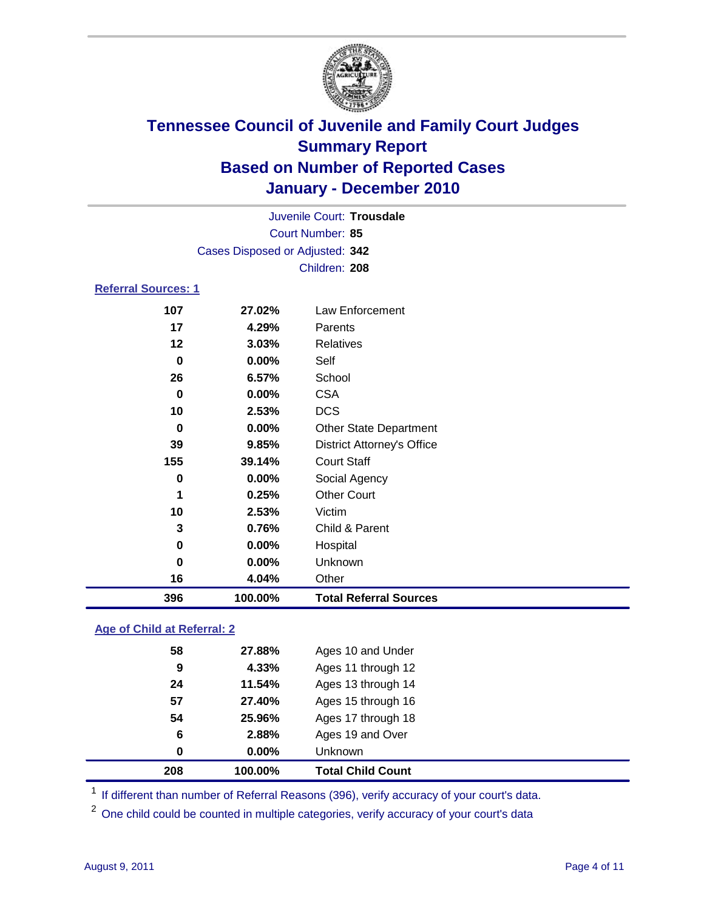# Tennessee Council of Juvenile and Family Court Judges
## Summary Report
## Based on Number of Reported Cases
## January - December 2010

Juvenile Court: **Trousdale**
Court Number: **85**
Cases Disposed or Adjusted: **342**
Children: **208**

### Referral Sources: 1

| | | |
|---|---|---|
| 107 | 27.02% | Law Enforcement |
| 17 | 4.29% | Parents |
| 12 | 3.03% | Relatives |
| 0 | 0.00% | Self |
| 26 | 6.57% | School |
| 0 | 0.00% | CSA |
| 10 | 2.53% | DCS |
| 0 | 0.00% | Other State Department |
| 39 | 9.85% | District Attorney's Office |
| 155 | 39.14% | Court Staff |
| 0 | 0.00% | Social Agency |
| 1 | 0.25% | Other Court |
| 10 | 2.53% | Victim |
| 3 | 0.76% | Child & Parent |
| 0 | 0.00% | Hospital |
| 0 | 0.00% | Unknown |
| 16 | 4.04% | Other |
| **396** | **100.00%** | **Total Referral Sources** |

### Age of Child at Referral: 2

| | | |
|---|---|---|
| 58 | 27.88% | Ages 10 and Under |
| 9 | 4.33% | Ages 11 through 12 |
| 24 | 11.54% | Ages 13 through 14 |
| 57 | 27.40% | Ages 15 through 16 |
| 54 | 25.96% | Ages 17 through 18 |
| 6 | 2.88% | Ages 19 and Over |
| 0 | 0.00% | Unknown |
| **208** | **100.00%** | **Total Child Count** |

[1] If different than number of Referral Reasons (396), verify accuracy of your court's data.

[2] One child could be counted in multiple categories, verify accuracy of your court's data

August 9, 2011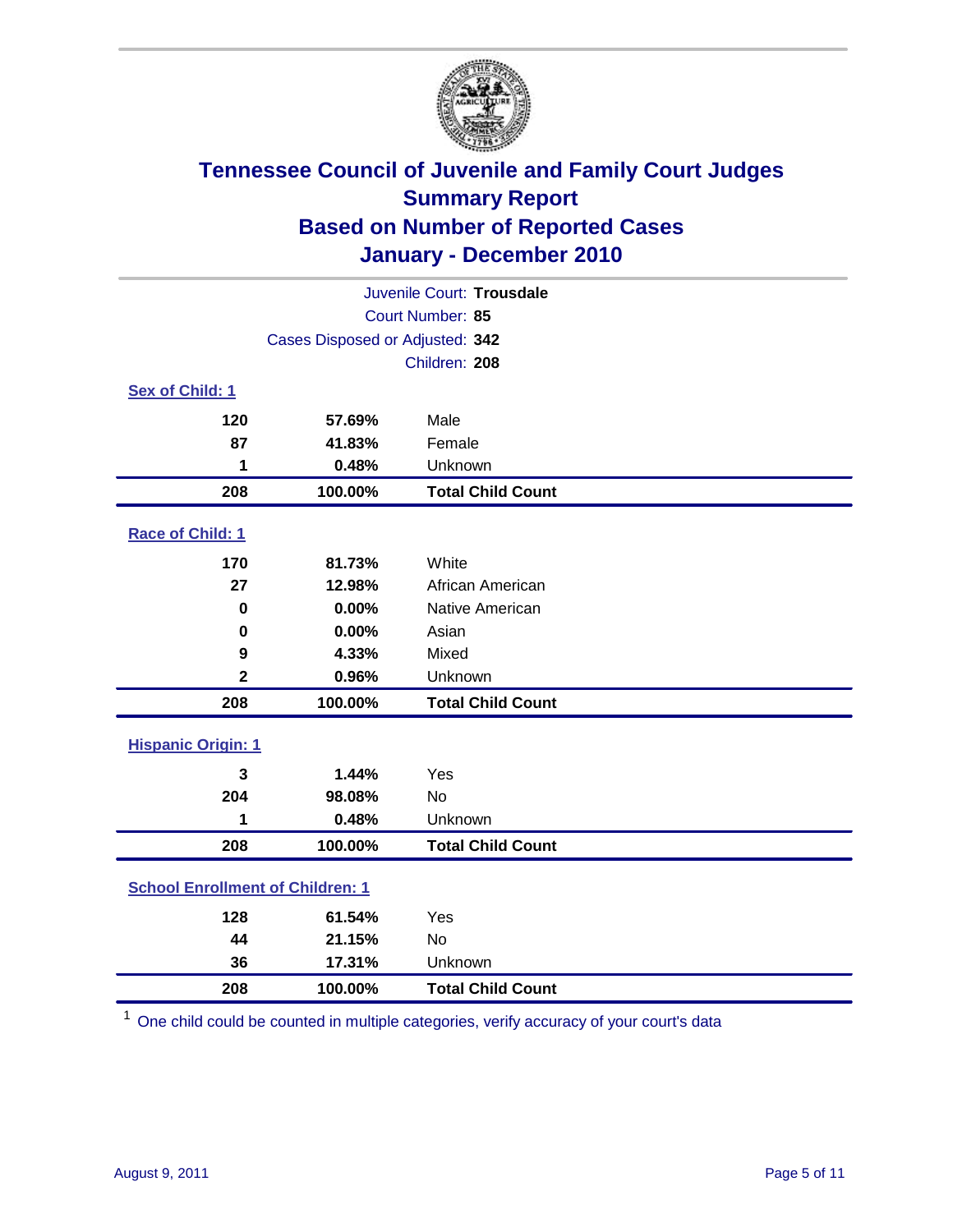# Tennessee Council of Juvenile and Family Court Judges
## Summary Report
## Based on Number of Reported Cases
## January - December 2010

Juvenile Court: **Trousdale**

Court Number: **85**

Cases Disposed or Adjusted: **342**

Children: **208**

### Sex of Child: 1

| | | |
|---|---|---|
| 120 | 57.69% | Male |
| 87 | 41.83% | Female |
| 1 | 0.48% | Unknown |
| **208** | **100.00%** | **Total Child Count** |

### Race of Child: 1

| | | |
|---|---|---|
| 170 | 81.73% | White |
| 27 | 12.98% | African American |
| 0 | 0.00% | Native American |
| 0 | 0.00% | Asian |
| 9 | 4.33% | Mixed |
| 2 | 0.96% | Unknown |
| **208** | **100.00%** | **Total Child Count** |

### Hispanic Origin: 1

| | | |
|---|---|---|
| 3 | 1.44% | Yes |
| 204 | 98.08% | No |
| 1 | 0.48% | Unknown |
| **208** | **100.00%** | **Total Child Count** |

### School Enrollment of Children: 1

| | | |
|---|---|---|
| 128 | 61.54% | Yes |
| 44 | 21.15% | No |
| 36 | 17.31% | Unknown |
| **208** | **100.00%** | **Total Child Count** |

[1] One child could be counted in multiple categories, verify accuracy of your court's data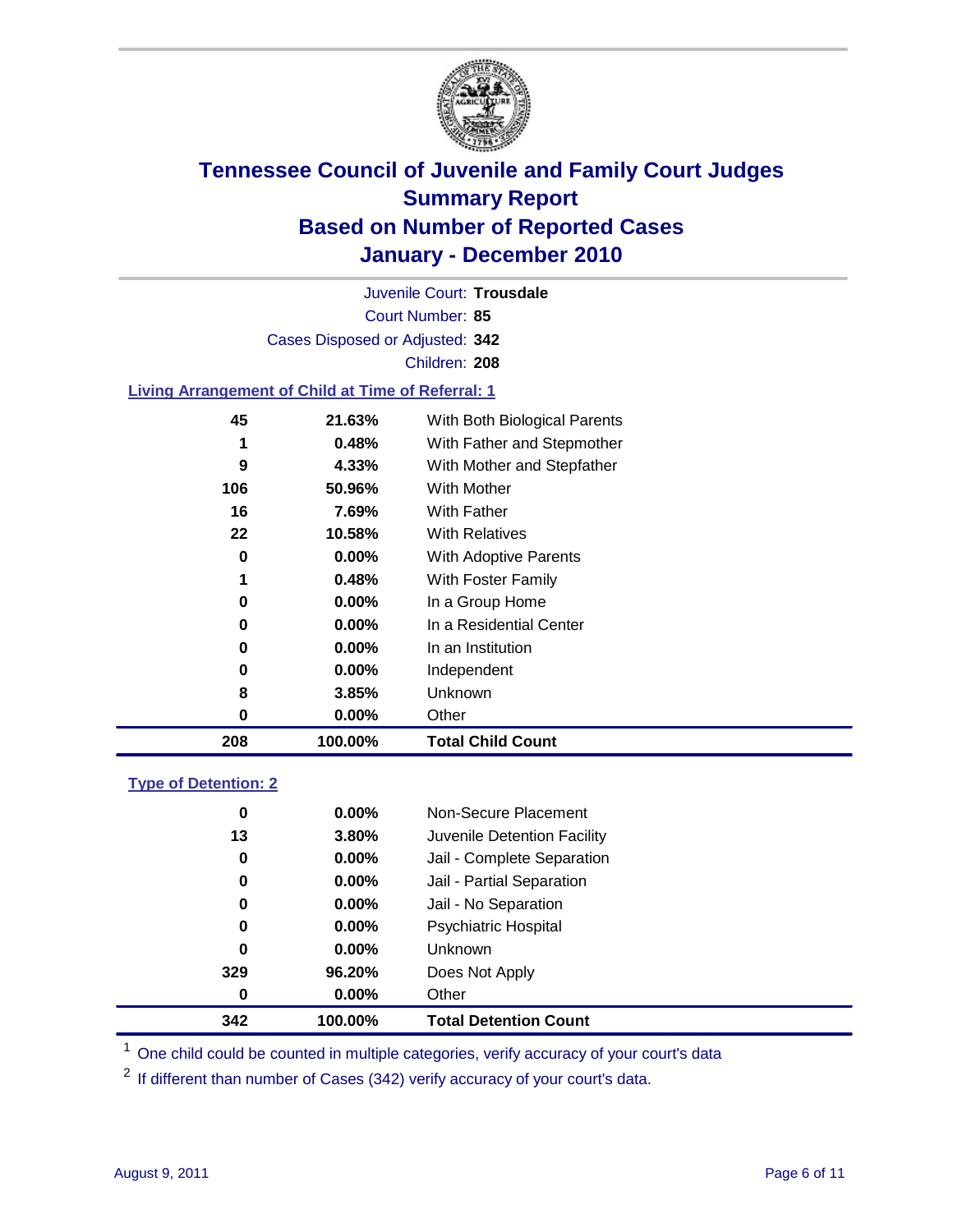# Tennessee Council of Juvenile and Family Court Judges
## Summary Report
## Based on Number of Reported Cases
## January - December 2010

Juvenile Court: **Trousdale**

Court Number: **85**

Cases Disposed or Adjusted: **342**

Children: **208**

### Living Arrangement of Child at Time of Referral: 1

| Count | Percent | Category |
|---|---|---|
| 45 | 21.63% | With Both Biological Parents |
| 1 | 0.48% | With Father and Stepmother |
| 9 | 4.33% | With Mother and Stepfather |
| 106 | 50.96% | With Mother |
| 16 | 7.69% | With Father |
| 22 | 10.58% | With Relatives |
| 0 | 0.00% | With Adoptive Parents |
| 1 | 0.48% | With Foster Family |
| 0 | 0.00% | In a Group Home |
| 0 | 0.00% | In a Residential Center |
| 0 | 0.00% | In an Institution |
| 0 | 0.00% | Independent |
| 8 | 3.85% | Unknown |
| 0 | 0.00% | Other |
| **208** | **100.00%** | **Total Child Count** |

### Type of Detention: 2

| Count | Percent | Category |
|---|---|---|
| 0 | 0.00% | Non-Secure Placement |
| 13 | 3.80% | Juvenile Detention Facility |
| 0 | 0.00% | Jail - Complete Separation |
| 0 | 0.00% | Jail - Partial Separation |
| 0 | 0.00% | Jail - No Separation |
| 0 | 0.00% | Psychiatric Hospital |
| 0 | 0.00% | Unknown |
| 329 | 96.20% | Does Not Apply |
| 0 | 0.00% | Other |
| **342** | **100.00%** | **Total Detention Count** |

[1] One child could be counted in multiple categories, verify accuracy of your court's data

[2] If different than number of Cases (342) verify accuracy of your court's data.

August 9, 2011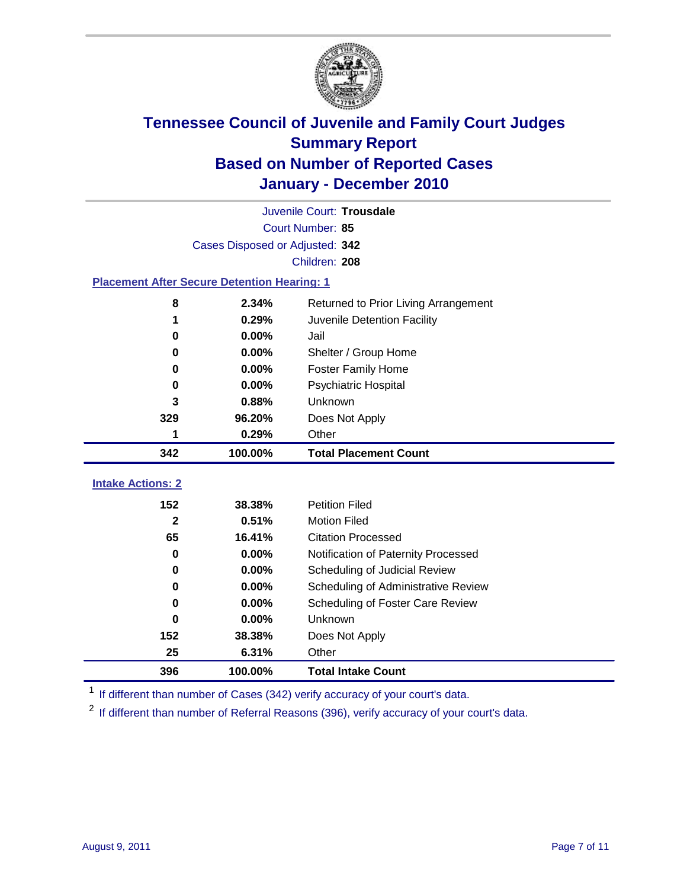# Tennessee Council of Juvenile and Family Court Judges
## Summary Report
## Based on Number of Reported Cases
## January - December 2010

Juvenile Court: **Trousdale**

Court Number: **85**

Cases Disposed or Adjusted: **342**

Children: **208**

### Placement After Secure Detention Hearing: 1

| | | |
|---|---|---|
| 8 | 2.34% | Returned to Prior Living Arrangement |
| 1 | 0.29% | Juvenile Detention Facility |
| 0 | 0.00% | Jail |
| 0 | 0.00% | Shelter / Group Home |
| 0 | 0.00% | Foster Family Home |
| 0 | 0.00% | Psychiatric Hospital |
| 3 | 0.88% | Unknown |
| 329 | 96.20% | Does Not Apply |
| 1 | 0.29% | Other |
| **342** | **100.00%** | **Total Placement Count** |

### Intake Actions: 2

| | | |
|---|---|---|
| 152 | 38.38% | Petition Filed |
| 2 | 0.51% | Motion Filed |
| 65 | 16.41% | Citation Processed |
| 0 | 0.00% | Notification of Paternity Processed |
| 0 | 0.00% | Scheduling of Judicial Review |
| 0 | 0.00% | Scheduling of Administrative Review |
| 0 | 0.00% | Scheduling of Foster Care Review |
| 0 | 0.00% | Unknown |
| 152 | 38.38% | Does Not Apply |
| 25 | 6.31% | Other |
| **396** | **100.00%** | **Total Intake Count** |

[1] If different than number of Cases (342) verify accuracy of your court's data.

[2] If different than number of Referral Reasons (396), verify accuracy of your court's data.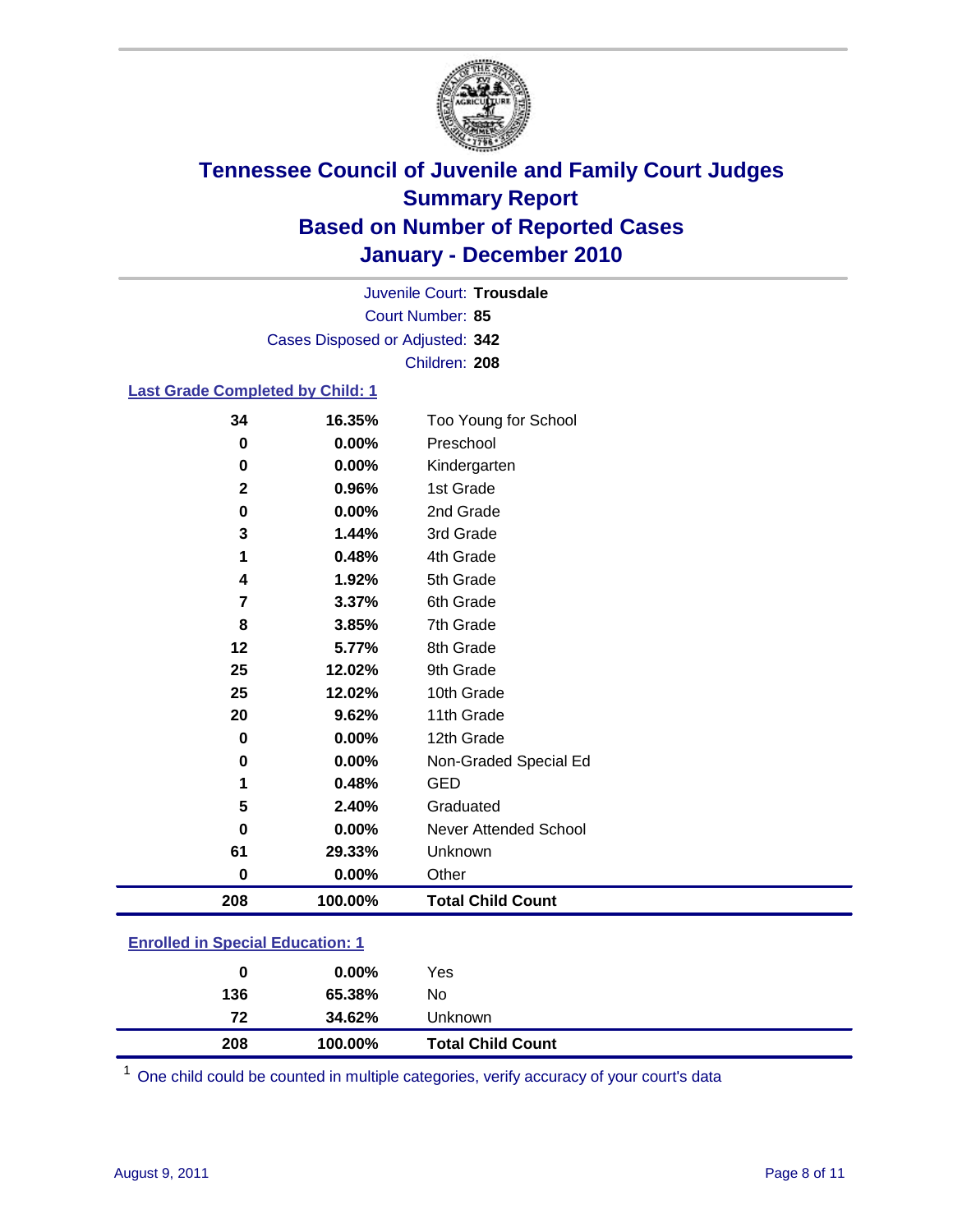# Tennessee Council of Juvenile and Family Court Judges
## Summary Report
## Based on Number of Reported Cases
## January - December 2010

Juvenile Court: **Trousdale**

Court Number: **85**

Cases Disposed or Adjusted: **342**

Children: **208**

### Last Grade Completed by Child: 1

| Count | Percent | Category |
|---|---|---|
| 34 | 16.35% | Too Young for School |
| 0 | 0.00% | Preschool |
| 0 | 0.00% | Kindergarten |
| 2 | 0.96% | 1st Grade |
| 0 | 0.00% | 2nd Grade |
| 3 | 1.44% | 3rd Grade |
| 1 | 0.48% | 4th Grade |
| 4 | 1.92% | 5th Grade |
| 7 | 3.37% | 6th Grade |
| 8 | 3.85% | 7th Grade |
| 12 | 5.77% | 8th Grade |
| 25 | 12.02% | 9th Grade |
| 25 | 12.02% | 10th Grade |
| 20 | 9.62% | 11th Grade |
| 0 | 0.00% | 12th Grade |
| 0 | 0.00% | Non-Graded Special Ed |
| 1 | 0.48% | GED |
| 5 | 2.40% | Graduated |
| 0 | 0.00% | Never Attended School |
| 61 | 29.33% | Unknown |
| 0 | 0.00% | Other |
| **208** | **100.00%** | **Total Child Count** |

### Enrolled in Special Education: 1

| Count | Percent | Category |
|---|---|---|
| 0 | 0.00% | Yes |
| 136 | 65.38% | No |
| 72 | 34.62% | Unknown |
| **208** | **100.00%** | **Total Child Count** |

[1] One child could be counted in multiple categories, verify accuracy of your court's data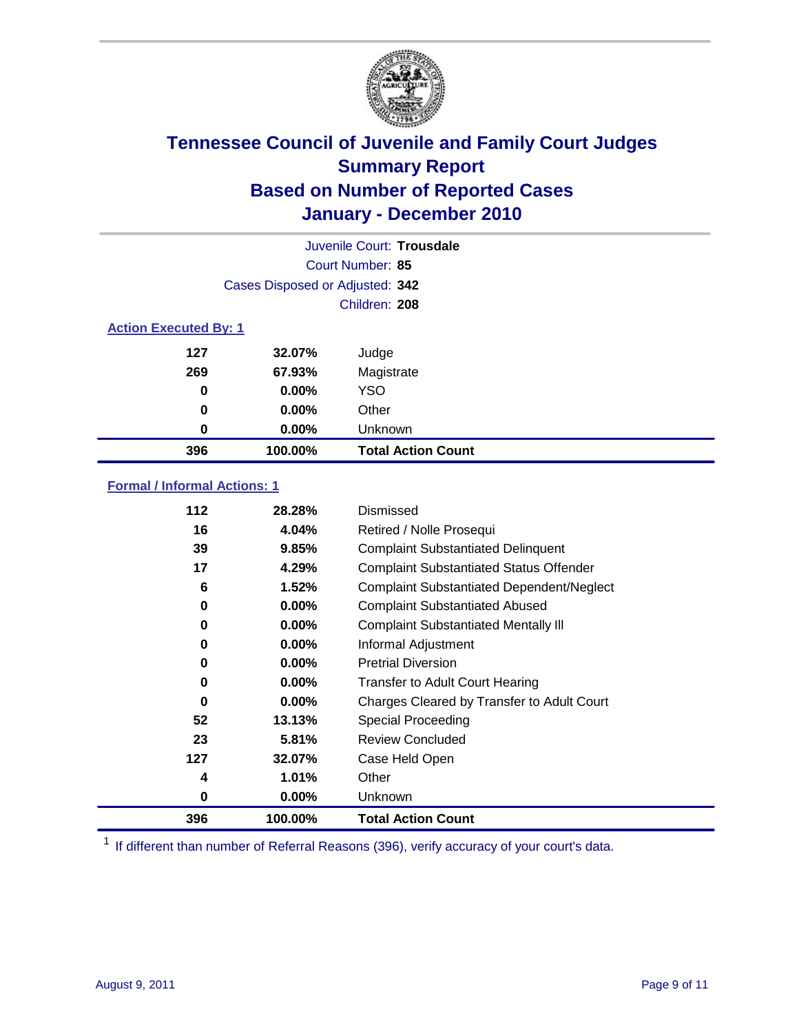# Tennessee Council of Juvenile and Family Court Judges
## Summary Report
## Based on Number of Reported Cases
## January - December 2010

Juvenile Court: **Trousdale**

Court Number: **85**

Cases Disposed or Adjusted: **342**

Children: **208**

### Action Executed By: 1

| | | |
|---|---|---|
| 127 | 32.07% | Judge |
| 269 | 67.93% | Magistrate |
| 0 | 0.00% | YSO |
| 0 | 0.00% | Other |
| 0 | 0.00% | Unknown |
| **396** | **100.00%** | **Total Action Count** |

### Formal / Informal Actions: 1

| | | |
|---|---|---|
| 112 | 28.28% | Dismissed |
| 16 | 4.04% | Retired / Nolle Prosequi |
| 39 | 9.85% | Complaint Substantiated Delinquent |
| 17 | 4.29% | Complaint Substantiated Status Offender |
| 6 | 1.52% | Complaint Substantiated Dependent/Neglect |
| 0 | 0.00% | Complaint Substantiated Abused |
| 0 | 0.00% | Complaint Substantiated Mentally Ill |
| 0 | 0.00% | Informal Adjustment |
| 0 | 0.00% | Pretrial Diversion |
| 0 | 0.00% | Transfer to Adult Court Hearing |
| 0 | 0.00% | Charges Cleared by Transfer to Adult Court |
| 52 | 13.13% | Special Proceeding |
| 23 | 5.81% | Review Concluded |
| 127 | 32.07% | Case Held Open |
| 4 | 1.01% | Other |
| 0 | 0.00% | Unknown |
| **396** | **100.00%** | **Total Action Count** |

[1] If different than number of Referral Reasons (396), verify accuracy of your court's data.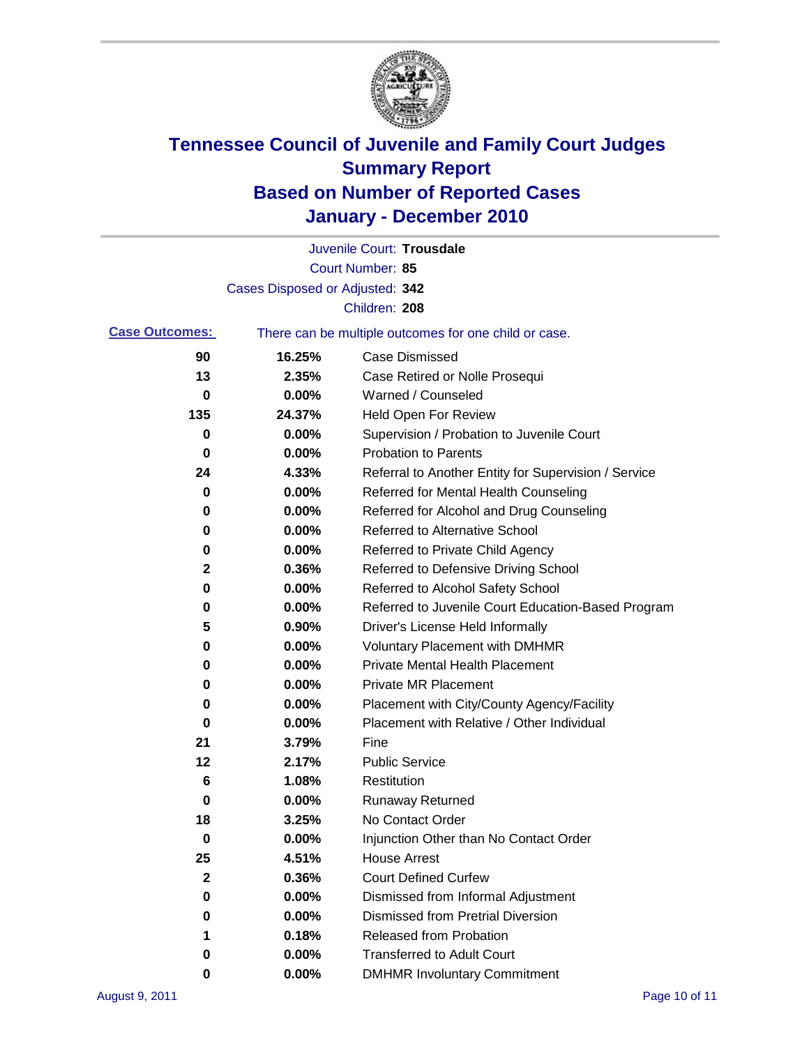# Tennessee Council of Juvenile and Family Court Judges
## Summary Report
## Based on Number of Reported Cases
## January - December 2010

Juvenile Court: **Trousdale**

Court Number: **85**

Cases Disposed or Adjusted: **342**

Children: **208**

**Case Outcomes:** There can be multiple outcomes for one child or case.

| Count | Percent | Outcome |
|---|---|---|
| 90 | 16.25% | Case Dismissed |
| 13 | 2.35% | Case Retired or Nolle Prosequi |
| 0 | 0.00% | Warned / Counseled |
| 135 | 24.37% | Held Open For Review |
| 0 | 0.00% | Supervision / Probation to Juvenile Court |
| 0 | 0.00% | Probation to Parents |
| 24 | 4.33% | Referral to Another Entity for Supervision / Service |
| 0 | 0.00% | Referred for Mental Health Counseling |
| 0 | 0.00% | Referred for Alcohol and Drug Counseling |
| 0 | 0.00% | Referred to Alternative School |
| 0 | 0.00% | Referred to Private Child Agency |
| 2 | 0.36% | Referred to Defensive Driving School |
| 0 | 0.00% | Referred to Alcohol Safety School |
| 0 | 0.00% | Referred to Juvenile Court Education-Based Program |
| 5 | 0.90% | Driver's License Held Informally |
| 0 | 0.00% | Voluntary Placement with DMHMR |
| 0 | 0.00% | Private Mental Health Placement |
| 0 | 0.00% | Private MR Placement |
| 0 | 0.00% | Placement with City/County Agency/Facility |
| 0 | 0.00% | Placement with Relative / Other Individual |
| 21 | 3.79% | Fine |
| 12 | 2.17% | Public Service |
| 6 | 1.08% | Restitution |
| 0 | 0.00% | Runaway Returned |
| 18 | 3.25% | No Contact Order |
| 0 | 0.00% | Injunction Other than No Contact Order |
| 25 | 4.51% | House Arrest |
| 2 | 0.36% | Court Defined Curfew |
| 0 | 0.00% | Dismissed from Informal Adjustment |
| 0 | 0.00% | Dismissed from Pretrial Diversion |
| 1 | 0.18% | Released from Probation |
| 0 | 0.00% | Transferred to Adult Court |
| 0 | 0.00% | DMHMR Involuntary Commitment |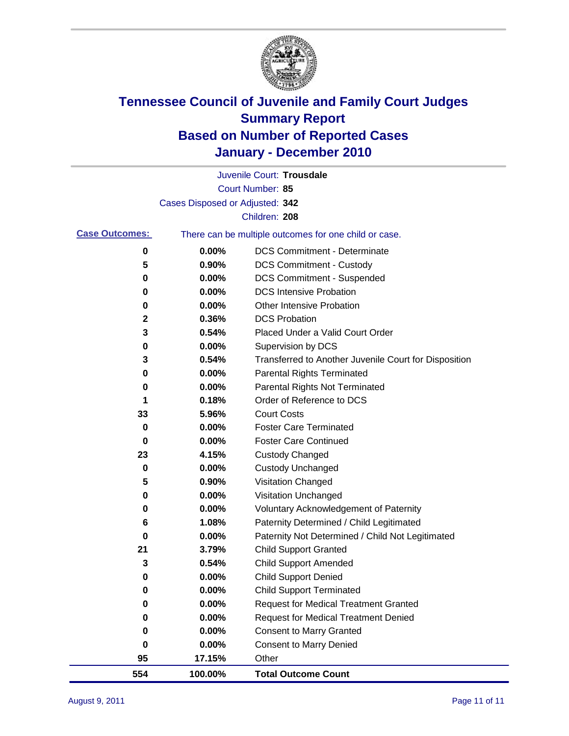# Tennessee Council of Juvenile and Family Court Judges
## Summary Report
## Based on Number of Reported Cases
## January - December 2010

Juvenile Court: **Trousdale**

Court Number: **85**

Cases Disposed or Adjusted: **342**

Children: **208**

**Case Outcomes:** There can be multiple outcomes for one child or case.

| | | |
|---|---|---|
| 0 | 0.00% | DCS Commitment - Determinate |
| 5 | 0.90% | DCS Commitment - Custody |
| 0 | 0.00% | DCS Commitment - Suspended |
| 0 | 0.00% | DCS Intensive Probation |
| 0 | 0.00% | Other Intensive Probation |
| 2 | 0.36% | DCS Probation |
| 3 | 0.54% | Placed Under a Valid Court Order |
| 0 | 0.00% | Supervision by DCS |
| 3 | 0.54% | Transferred to Another Juvenile Court for Disposition |
| 0 | 0.00% | Parental Rights Terminated |
| 0 | 0.00% | Parental Rights Not Terminated |
| 1 | 0.18% | Order of Reference to DCS |
| 33 | 5.96% | Court Costs |
| 0 | 0.00% | Foster Care Terminated |
| 0 | 0.00% | Foster Care Continued |
| 23 | 4.15% | Custody Changed |
| 0 | 0.00% | Custody Unchanged |
| 5 | 0.90% | Visitation Changed |
| 0 | 0.00% | Visitation Unchanged |
| 0 | 0.00% | Voluntary Acknowledgement of Paternity |
| 6 | 1.08% | Paternity Determined / Child Legitimated |
| 0 | 0.00% | Paternity Not Determined / Child Not Legitimated |
| 21 | 3.79% | Child Support Granted |
| 3 | 0.54% | Child Support Amended |
| 0 | 0.00% | Child Support Denied |
| 0 | 0.00% | Child Support Terminated |
| 0 | 0.00% | Request for Medical Treatment Granted |
| 0 | 0.00% | Request for Medical Treatment Denied |
| 0 | 0.00% | Consent to Marry Granted |
| 0 | 0.00% | Consent to Marry Denied |
| 95 | 17.15% | Other |
| **554** | **100.00%** | **Total Outcome Count** |